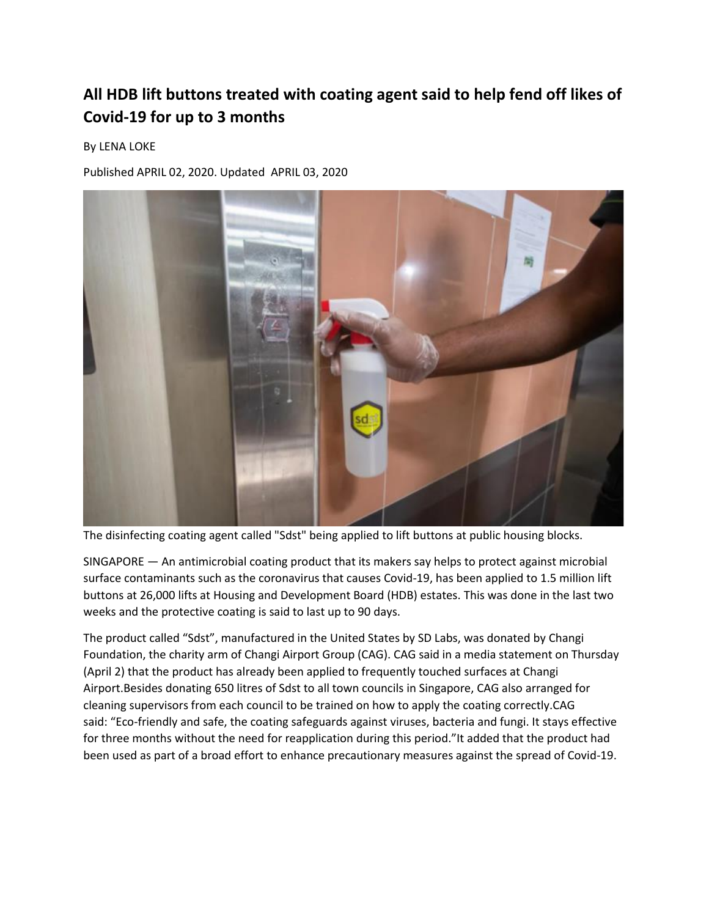# All HDB lift buttons treated with coating agent said to help fend off likes of Covid-19 for up to 3 months

By LENA LOKE

Published APRIL 02, 2020. Updated APRIL 03, 2020

The disinfecting coating agent called "Sdst" being applied to lift buttons at public housing blocks.

SINGAPORE — An antimicrobial coating product that its makers say helps to protect against microbial surface contaminants such as the coronavirus that causes Covid-19, has been applied to 1.5 million lift buttons at 26,000 lifts at Housing and Development Board (HDB) estates. This was done in the last two weeks and the protective coating is said to last up to 90 days.

The product called "Sdst", manufactured in the United States by SD Labs, was donated by Changi Foundation, the charity arm of Changi Airport Group (CAG). CAG said in a media statement on Thursday (April 2) that the product has already been applied to frequently touched surfaces at Changi Airport.Besides donating 650 litres of Sdst to all town councils in Singapore, CAG also arranged for cleaning supervisors from each council to be trained on how to apply the coating correctly.CAG said: "Eco-friendly and safe, the coating safeguards against viruses, bacteria and fungi. It stays effective for three months without the need for reapplication during this period."It added that the product had been used as part of a broad effort to enhance precautionary measures against the spread of Covid-19.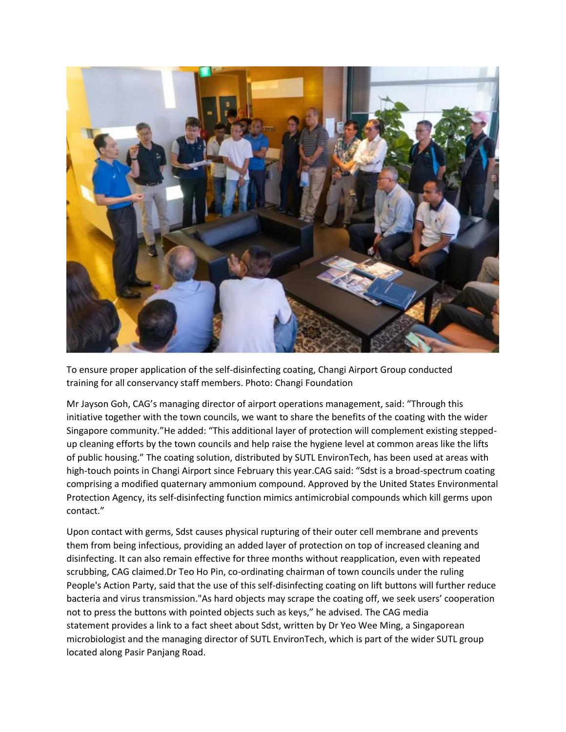To ensure proper application of the self-disinfecting coating, Changi Airport Group conducted training for all conservancy staff members. Photo: Changi Foundation

Mr Jayson Goh, CAG's managing director of airport operations management, said: "Through this initiative together with the town councils, we want to share the benefits of the coating with the wider Singapore community."He added: "This additional layer of protection will complement existing stepped-up cleaning efforts by the town councils and help raise the hygiene level at common areas like the lifts of public housing." The coating solution, distributed by SUTL EnvironTech, has been used at areas with high-touch points in Changi Airport since February this year.CAG said: "Sdst is a broad-spectrum coating comprising a modified quaternary ammonium compound. Approved by the United States Environmental Protection Agency, its self-disinfecting function mimics antimicrobial compounds which kill germs upon contact."

Upon contact with germs, Sdst causes physical rupturing of their outer cell membrane and prevents them from being infectious, providing an added layer of protection on top of increased cleaning and disinfecting. It can also remain effective for three months without reapplication, even with repeated scrubbing, CAG claimed.Dr Teo Ho Pin, co-ordinating chairman of town councils under the ruling People's Action Party, said that the use of this self-disinfecting coating on lift buttons will further reduce bacteria and virus transmission."As hard objects may scrape the coating off, we seek users' cooperation not to press the buttons with pointed objects such as keys," he advised. The CAG media statement provides a link to a fact sheet about Sdst, written by Dr Yeo Wee Ming, a Singaporean microbiologist and the managing director of SUTL EnvironTech, which is part of the wider SUTL group located along Pasir Panjang Road.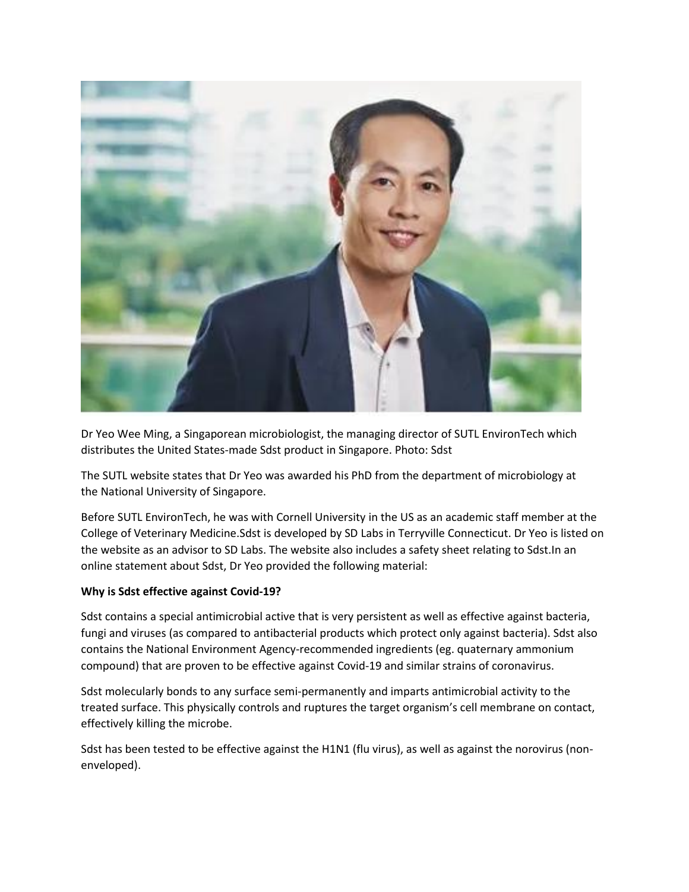Dr Yeo Wee Ming, a Singaporean microbiologist, the managing director of SUTL EnvironTech which distributes the United States-made Sdst product in Singapore. Photo: Sdst

The SUTL website states that Dr Yeo was awarded his PhD from the department of microbiology at the National University of Singapore.

Before SUTL EnvironTech, he was with Cornell University in the US as an academic staff member at the College of Veterinary Medicine.Sdst is developed by SD Labs in Terryville Connecticut. Dr Yeo is listed on the website as an advisor to SD Labs. The website also includes a safety sheet relating to Sdst.In an online statement about Sdst, Dr Yeo provided the following material:

**Why is Sdst effective against Covid-19?**

Sdst contains a special antimicrobial active that is very persistent as well as effective against bacteria, fungi and viruses (as compared to antibacterial products which protect only against bacteria). Sdst also contains the National Environment Agency-recommended ingredients (eg. quaternary ammonium compound) that are proven to be effective against Covid-19 and similar strains of coronavirus.

Sdst molecularly bonds to any surface semi-permanently and imparts antimicrobial activity to the treated surface. This physically controls and ruptures the target organism's cell membrane on contact, effectively killing the microbe.

Sdst has been tested to be effective against the H1N1 (flu virus), as well as against the norovirus (non-enveloped).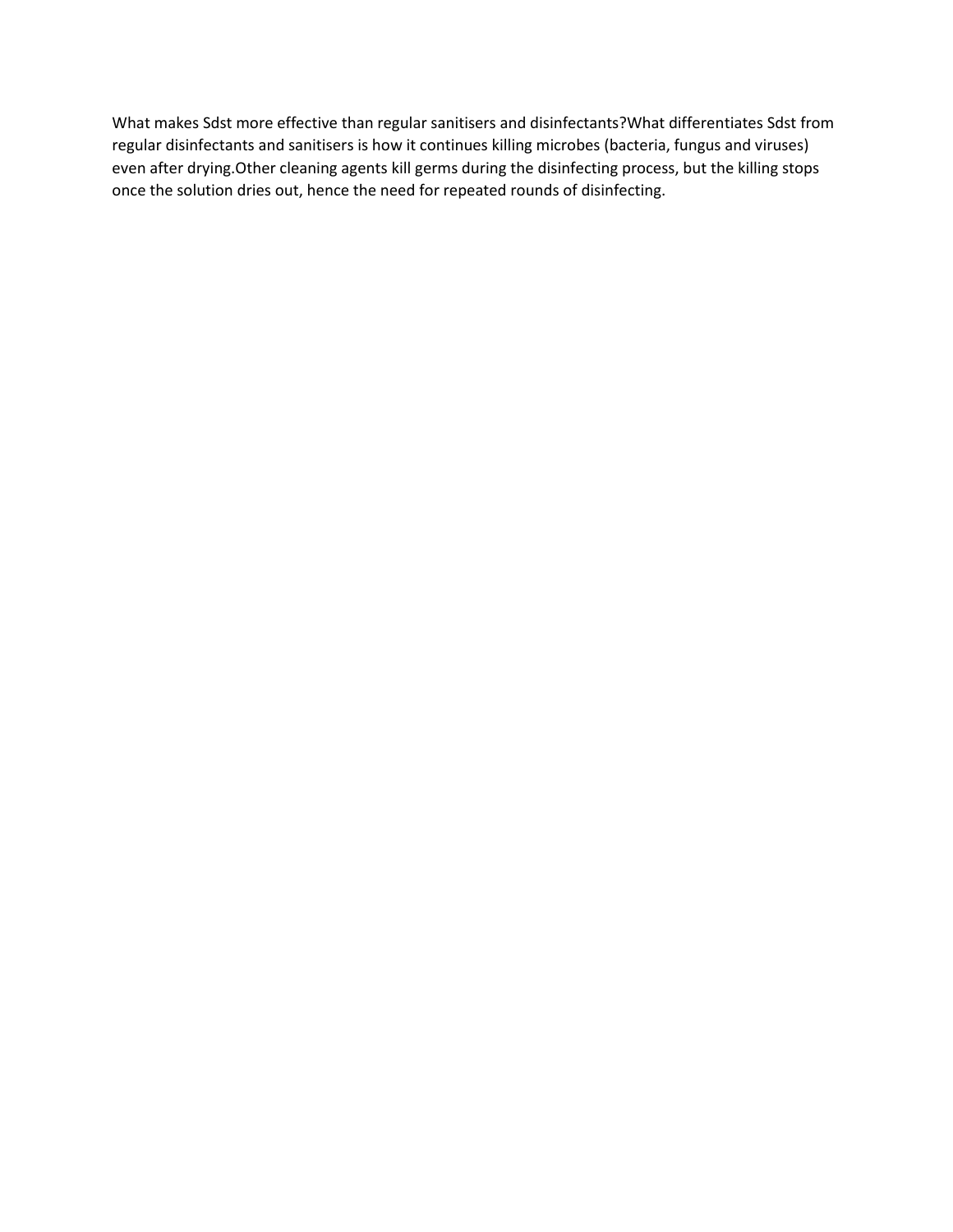What makes Sdst more effective than regular sanitisers and disinfectants?What differentiates Sdst from regular disinfectants and sanitisers is how it continues killing microbes (bacteria, fungus and viruses) even after drying.Other cleaning agents kill germs during the disinfecting process, but the killing stops once the solution dries out, hence the need for repeated rounds of disinfecting.